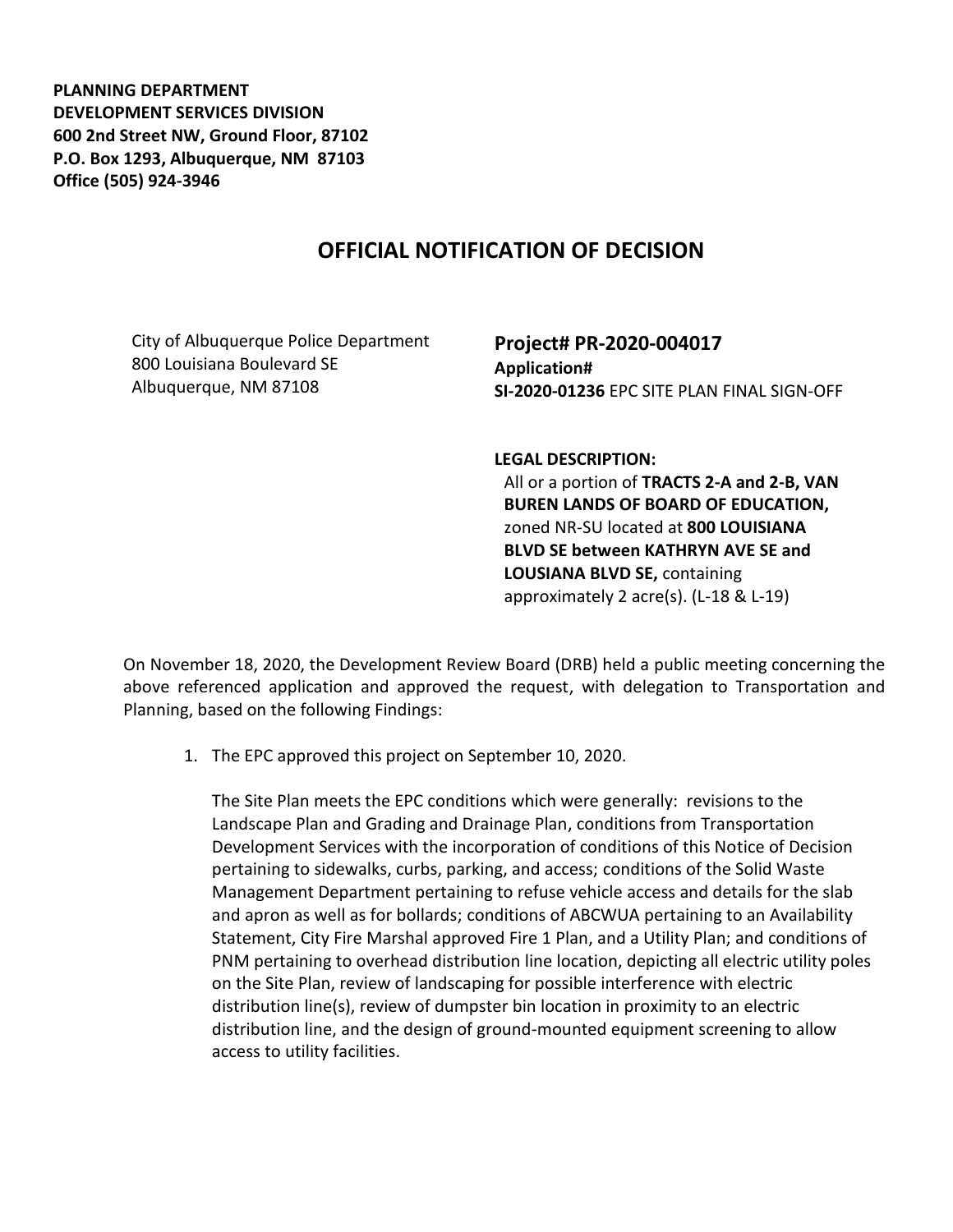**PLANNING DEPARTMENT**
**DEVELOPMENT SERVICES DIVISION**
**600 2nd Street NW, Ground Floor, 87102**
**P.O. Box 1293, Albuquerque, NM 87103**
**Office (505) 924-3946**

# OFFICIAL NOTIFICATION OF DECISION

City of Albuquerque Police Department
800 Louisiana Boulevard SE
Albuquerque, NM 87108

**Project# PR-2020-004017**
**Application#**
**SI-2020-01236** EPC SITE PLAN FINAL SIGN-OFF

**LEGAL DESCRIPTION:**
All or a portion of **TRACTS 2-A and 2-B, VAN BUREN LANDS OF BOARD OF EDUCATION,** zoned NR-SU located at **800 LOUISIANA BLVD SE between KATHRYN AVE SE and LOUSIANA BLVD SE,** containing approximately 2 acre(s). (L-18 & L-19)

On November 18, 2020, the Development Review Board (DRB) held a public meeting concerning the above referenced application and approved the request, with delegation to Transportation and Planning, based on the following Findings:

1. The EPC approved this project on September 10, 2020.

   The Site Plan meets the EPC conditions which were generally: revisions to the Landscape Plan and Grading and Drainage Plan, conditions from Transportation Development Services with the incorporation of conditions of this Notice of Decision pertaining to sidewalks, curbs, parking, and access; conditions of the Solid Waste Management Department pertaining to refuse vehicle access and details for the slab and apron as well as for bollards; conditions of ABCWUA pertaining to an Availability Statement, City Fire Marshal approved Fire 1 Plan, and a Utility Plan; and conditions of PNM pertaining to overhead distribution line location, depicting all electric utility poles on the Site Plan, review of landscaping for possible interference with electric distribution line(s), review of dumpster bin location in proximity to an electric distribution line, and the design of ground-mounted equipment screening to allow access to utility facilities.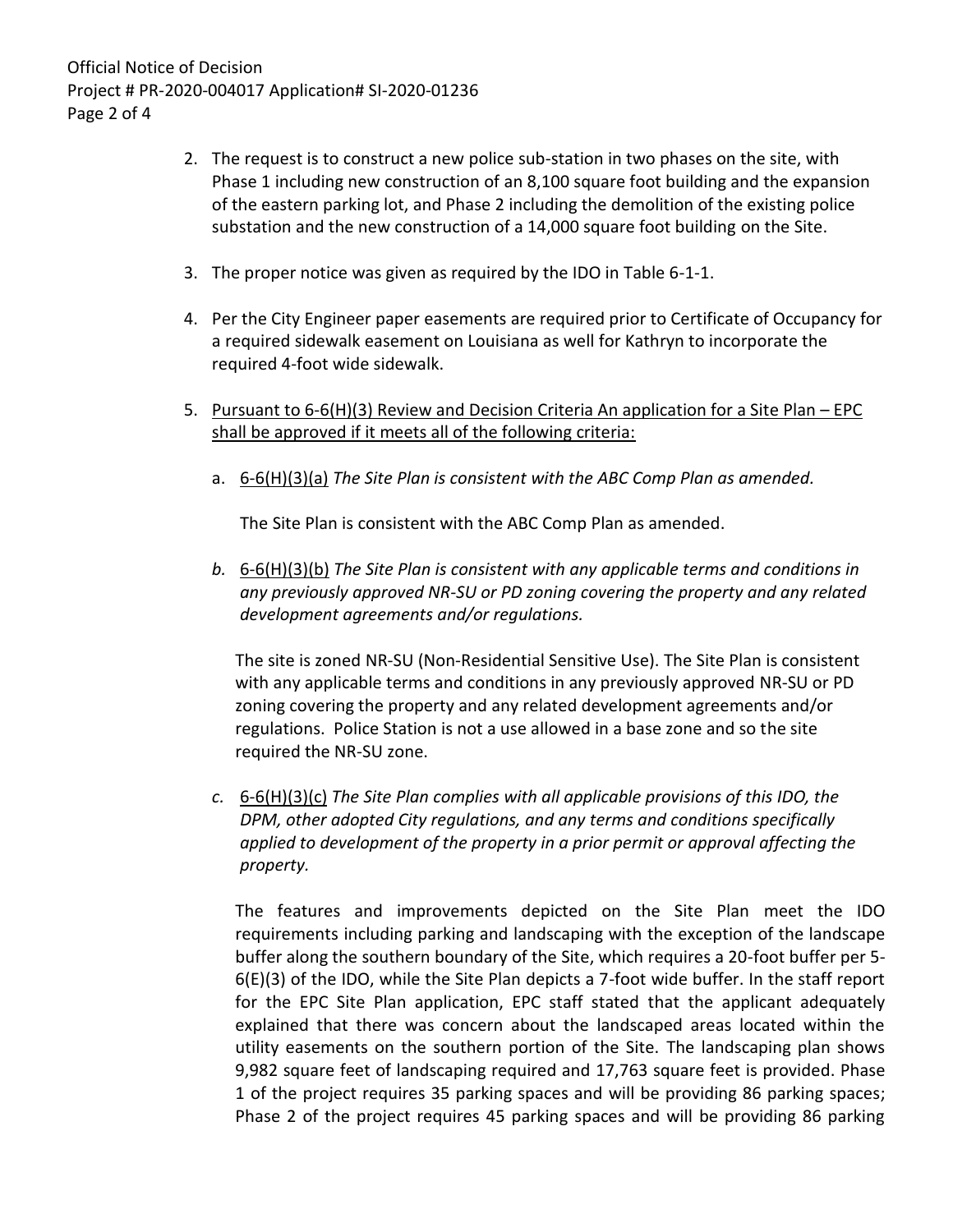2. The request is to construct a new police sub-station in two phases on the site, with Phase 1 including new construction of an 8,100 square foot building and the expansion of the eastern parking lot, and Phase 2 including the demolition of the existing police substation and the new construction of a 14,000 square foot building on the Site.

3. The proper notice was given as required by the IDO in Table 6-1-1.

4. Per the City Engineer paper easements are required prior to Certificate of Occupancy for a required sidewalk easement on Louisiana as well for Kathryn to incorporate the required 4-foot wide sidewalk.

5. Pursuant to 6-6(H)(3) Review and Decision Criteria An application for a Site Plan – EPC shall be approved if it meets all of the following criteria:

   a. 6-6(H)(3)(a) *The Site Plan is consistent with the ABC Comp Plan as amended.*

      The Site Plan is consistent with the ABC Comp Plan as amended.

   *b.* 6-6(H)(3)(b) *The Site Plan is consistent with any applicable terms and conditions in any previously approved NR-SU or PD zoning covering the property and any related development agreements and/or regulations.*

      The site is zoned NR-SU (Non-Residential Sensitive Use). The Site Plan is consistent with any applicable terms and conditions in any previously approved NR-SU or PD zoning covering the property and any related development agreements and/or regulations. Police Station is not a use allowed in a base zone and so the site required the NR-SU zone.

   *c.* 6-6(H)(3)(c) *The Site Plan complies with all applicable provisions of this IDO, the DPM, other adopted City regulations, and any terms and conditions specifically applied to development of the property in a prior permit or approval affecting the property.*

      The features and improvements depicted on the Site Plan meet the IDO requirements including parking and landscaping with the exception of the landscape buffer along the southern boundary of the Site, which requires a 20-foot buffer per 5-6(E)(3) of the IDO, while the Site Plan depicts a 7-foot wide buffer. In the staff report for the EPC Site Plan application, EPC staff stated that the applicant adequately explained that there was concern about the landscaped areas located within the utility easements on the southern portion of the Site. The landscaping plan shows 9,982 square feet of landscaping required and 17,763 square feet is provided. Phase 1 of the project requires 35 parking spaces and will be providing 86 parking spaces; Phase 2 of the project requires 45 parking spaces and will be providing 86 parking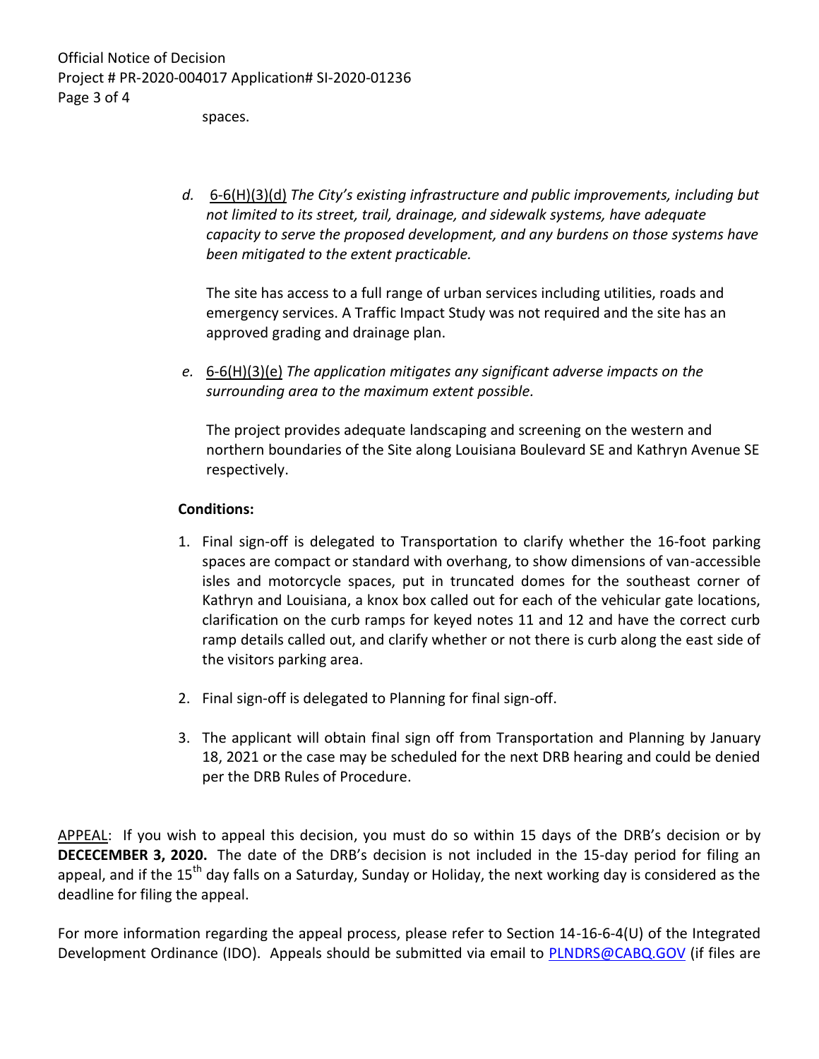spaces.

*d.* 6-6(H)(3)(d) *The City's existing infrastructure and public improvements, including but not limited to its street, trail, drainage, and sidewalk systems, have adequate capacity to serve the proposed development, and any burdens on those systems have been mitigated to the extent practicable.*

The site has access to a full range of urban services including utilities, roads and emergency services. A Traffic Impact Study was not required and the site has an approved grading and drainage plan.

*e.* 6-6(H)(3)(e) *The application mitigates any significant adverse impacts on the surrounding area to the maximum extent possible.*

The project provides adequate landscaping and screening on the western and northern boundaries of the Site along Louisiana Boulevard SE and Kathryn Avenue SE respectively.

**Conditions:**

1. Final sign-off is delegated to Transportation to clarify whether the 16-foot parking spaces are compact or standard with overhang, to show dimensions of van-accessible isles and motorcycle spaces, put in truncated domes for the southeast corner of Kathryn and Louisiana, a knox box called out for each of the vehicular gate locations, clarification on the curb ramps for keyed notes 11 and 12 and have the correct curb ramp details called out, and clarify whether or not there is curb along the east side of the visitors parking area.

2. Final sign-off is delegated to Planning for final sign-off.

3. The applicant will obtain final sign off from Transportation and Planning by January 18, 2021 or the case may be scheduled for the next DRB hearing and could be denied per the DRB Rules of Procedure.

APPEAL: If you wish to appeal this decision, you must do so within 15 days of the DRB's decision or by **DECECEMBER 3, 2020.** The date of the DRB's decision is not included in the 15-day period for filing an appeal, and if the 15th day falls on a Saturday, Sunday or Holiday, the next working day is considered as the deadline for filing the appeal.

For more information regarding the appeal process, please refer to Section 14-16-6-4(U) of the Integrated Development Ordinance (IDO). Appeals should be submitted via email to PLNDRS@CABQ.GOV (if files are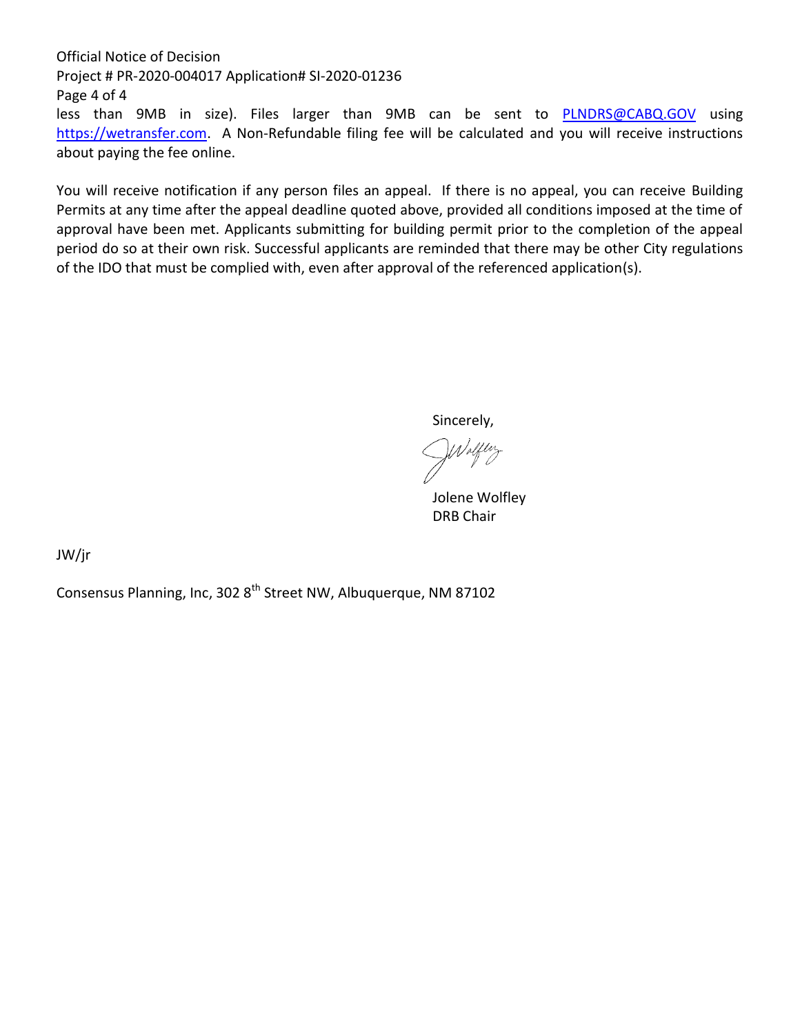less than 9MB in size). Files larger than 9MB can be sent to PLNDRS@CABQ.GOV using https://wetransfer.com. A Non-Refundable filing fee will be calculated and you will receive instructions about paying the fee online.

You will receive notification if any person files an appeal. If there is no appeal, you can receive Building Permits at any time after the appeal deadline quoted above, provided all conditions imposed at the time of approval have been met. Applicants submitting for building permit prior to the completion of the appeal period do so at their own risk. Successful applicants are reminded that there may be other City regulations of the IDO that must be complied with, even after approval of the referenced application(s).

Sincerely,

Jolene Wolfley
DRB Chair

JW/jr

Consensus Planning, Inc, 302 8th Street NW, Albuquerque, NM 87102